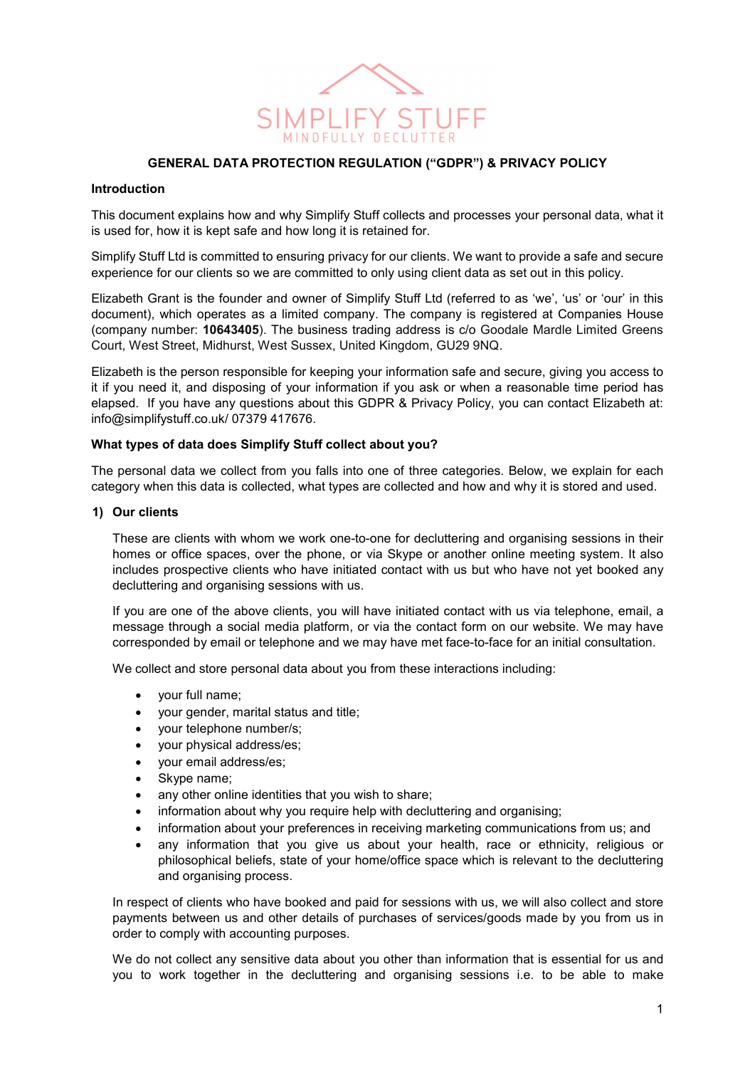SIMPLIFY STUFF
MINDFULLY DECLUTTER

# GENERAL DATA PROTECTION REGULATION ("GDPR") & PRIVACY POLICY

## Introduction

This document explains how and why Simplify Stuff collects and processes your personal data, what it is used for, how it is kept safe and how long it is retained for.

Simplify Stuff Ltd is committed to ensuring privacy for our clients. We want to provide a safe and secure experience for our clients so we are committed to only using client data as set out in this policy.

Elizabeth Grant is the founder and owner of Simplify Stuff Ltd (referred to as 'we', 'us' or 'our' in this document), which operates as a limited company. The company is registered at Companies House (company number: **10643405**). The business trading address is c/o Goodale Mardle Limited Greens Court, West Street, Midhurst, West Sussex, United Kingdom, GU29 9NQ.

Elizabeth is the person responsible for keeping your information safe and secure, giving you access to it if you need it, and disposing of your information if you ask or when a reasonable time period has elapsed. If you have any questions about this GDPR & Privacy Policy, you can contact Elizabeth at: info@simplifystuff.co.uk/ 07379 417676.

## What types of data does Simplify Stuff collect about you?

The personal data we collect from you falls into one of three categories. Below, we explain for each category when this data is collected, what types are collected and how and why it is stored and used.

### 1) Our clients

These are clients with whom we work one-to-one for decluttering and organising sessions in their homes or office spaces, over the phone, or via Skype or another online meeting system. It also includes prospective clients who have initiated contact with us but who have not yet booked any decluttering and organising sessions with us.

If you are one of the above clients, you will have initiated contact with us via telephone, email, a message through a social media platform, or via the contact form on our website. We may have corresponded by email or telephone and we may have met face-to-face for an initial consultation.

We collect and store personal data about you from these interactions including:

- your full name;
- your gender, marital status and title;
- your telephone number/s;
- your physical address/es;
- your email address/es;
- Skype name;
- any other online identities that you wish to share;
- information about why you require help with decluttering and organising;
- information about your preferences in receiving marketing communications from us; and
- any information that you give us about your health, race or ethnicity, religious or philosophical beliefs, state of your home/office space which is relevant to the decluttering and organising process.

In respect of clients who have booked and paid for sessions with us, we will also collect and store payments between us and other details of purchases of services/goods made by you from us in order to comply with accounting purposes.

We do not collect any sensitive data about you other than information that is essential for us and you to work together in the decluttering and organising sessions i.e. to be able to make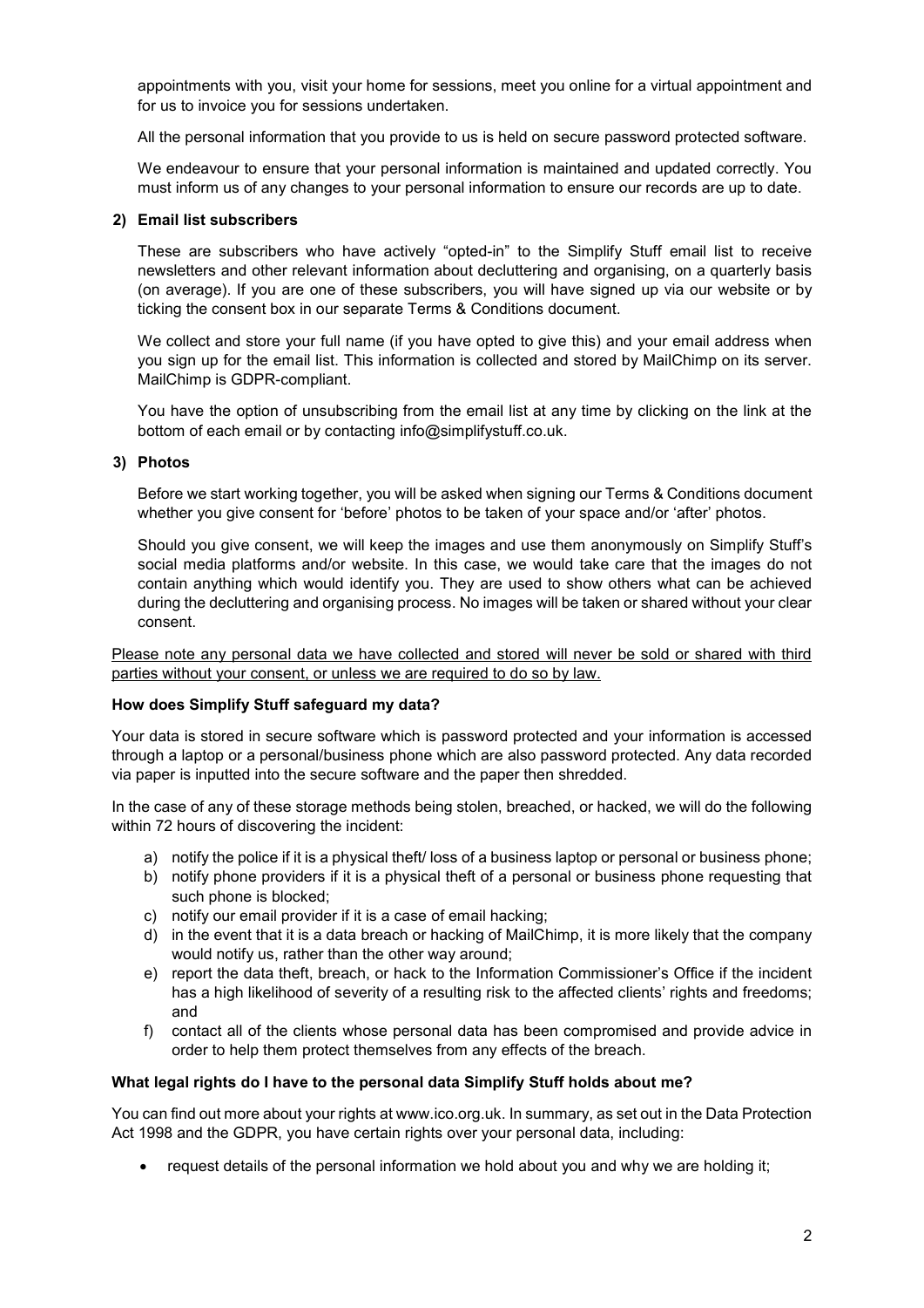appointments with you, visit your home for sessions, meet you online for a virtual appointment and for us to invoice you for sessions undertaken.

All the personal information that you provide to us is held on secure password protected software.

We endeavour to ensure that your personal information is maintained and updated correctly. You must inform us of any changes to your personal information to ensure our records are up to date.

**2) Email list subscribers**

These are subscribers who have actively "opted-in" to the Simplify Stuff email list to receive newsletters and other relevant information about decluttering and organising, on a quarterly basis (on average). If you are one of these subscribers, you will have signed up via our website or by ticking the consent box in our separate Terms & Conditions document.

We collect and store your full name (if you have opted to give this) and your email address when you sign up for the email list. This information is collected and stored by MailChimp on its server. MailChimp is GDPR-compliant.

You have the option of unsubscribing from the email list at any time by clicking on the link at the bottom of each email or by contacting info@simplifystuff.co.uk.

**3) Photos**

Before we start working together, you will be asked when signing our Terms & Conditions document whether you give consent for 'before' photos to be taken of your space and/or 'after' photos.

Should you give consent, we will keep the images and use them anonymously on Simplify Stuff's social media platforms and/or website. In this case, we would take care that the images do not contain anything which would identify you. They are used to show others what can be achieved during the decluttering and organising process. No images will be taken or shared without your clear consent.

<u>Please note any personal data we have collected and stored will never be sold or shared with third parties without your consent, or unless we are required to do so by law.</u>

**How does Simplify Stuff safeguard my data?**

Your data is stored in secure software which is password protected and your information is accessed through a laptop or a personal/business phone which are also password protected. Any data recorded via paper is inputted into the secure software and the paper then shredded.

In the case of any of these storage methods being stolen, breached, or hacked, we will do the following within 72 hours of discovering the incident:

a) notify the police if it is a physical theft/ loss of a business laptop or personal or business phone;
b) notify phone providers if it is a physical theft of a personal or business phone requesting that such phone is blocked;
c) notify our email provider if it is a case of email hacking;
d) in the event that it is a data breach or hacking of MailChimp, it is more likely that the company would notify us, rather than the other way around;
e) report the data theft, breach, or hack to the Information Commissioner's Office if the incident has a high likelihood of severity of a resulting risk to the affected clients' rights and freedoms; and
f) contact all of the clients whose personal data has been compromised and provide advice in order to help them protect themselves from any effects of the breach.

**What legal rights do I have to the personal data Simplify Stuff holds about me?**

You can find out more about your rights at www.ico.org.uk. In summary, as set out in the Data Protection Act 1998 and the GDPR, you have certain rights over your personal data, including:

- request details of the personal information we hold about you and why we are holding it;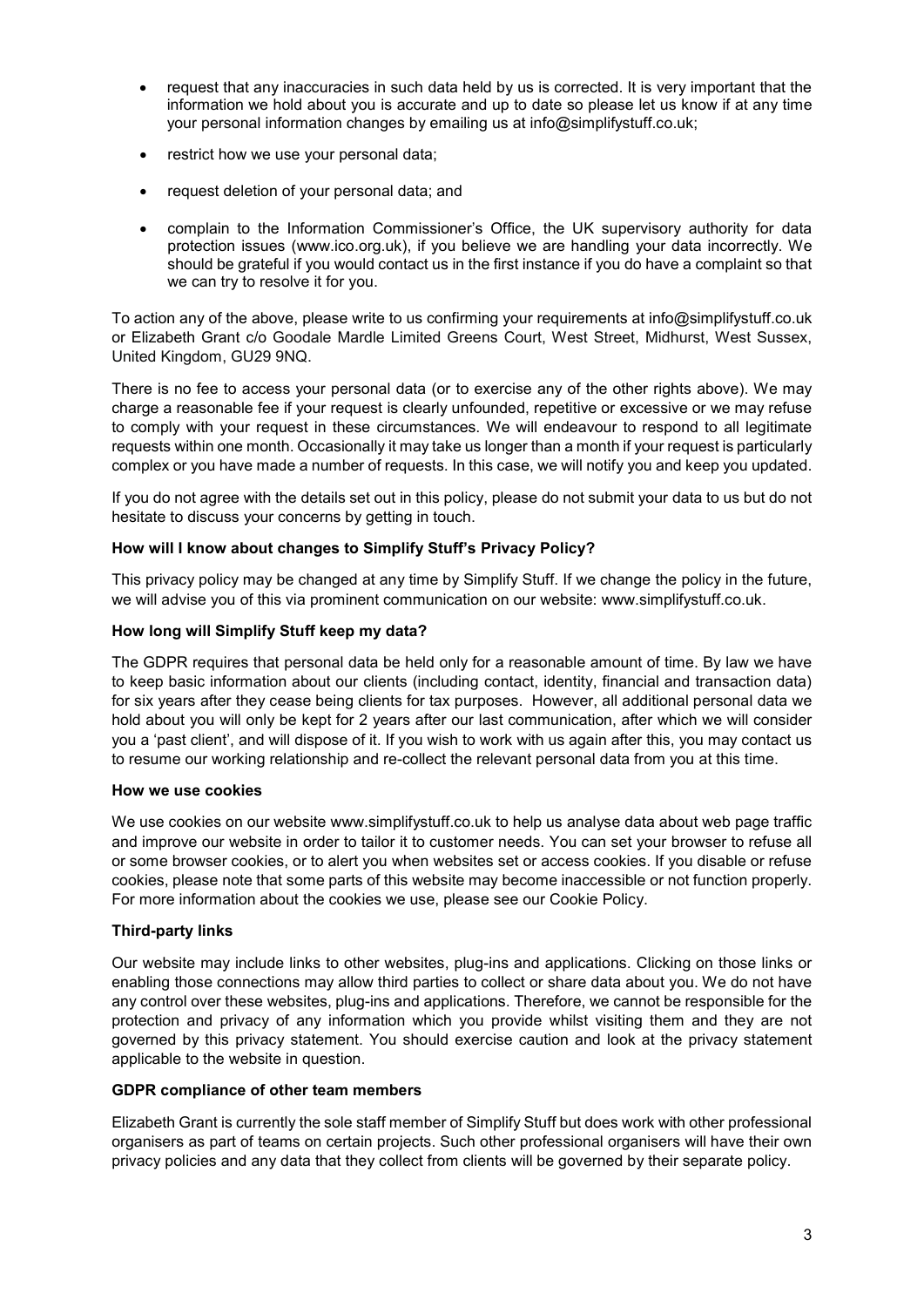- request that any inaccuracies in such data held by us is corrected. It is very important that the information we hold about you is accurate and up to date so please let us know if at any time your personal information changes by emailing us at info@simplifystuff.co.uk;
- restrict how we use your personal data;
- request deletion of your personal data; and
- complain to the Information Commissioner's Office, the UK supervisory authority for data protection issues (www.ico.org.uk), if you believe we are handling your data incorrectly. We should be grateful if you would contact us in the first instance if you do have a complaint so that we can try to resolve it for you.

To action any of the above, please write to us confirming your requirements at info@simplifystuff.co.uk or Elizabeth Grant c/o Goodale Mardle Limited Greens Court, West Street, Midhurst, West Sussex, United Kingdom, GU29 9NQ.

There is no fee to access your personal data (or to exercise any of the other rights above). We may charge a reasonable fee if your request is clearly unfounded, repetitive or excessive or we may refuse to comply with your request in these circumstances. We will endeavour to respond to all legitimate requests within one month. Occasionally it may take us longer than a month if your request is particularly complex or you have made a number of requests. In this case, we will notify you and keep you updated.

If you do not agree with the details set out in this policy, please do not submit your data to us but do not hesitate to discuss your concerns by getting in touch.

**How will I know about changes to Simplify Stuff's Privacy Policy?**

This privacy policy may be changed at any time by Simplify Stuff. If we change the policy in the future, we will advise you of this via prominent communication on our website: www.simplifystuff.co.uk.

**How long will Simplify Stuff keep my data?**

The GDPR requires that personal data be held only for a reasonable amount of time. By law we have to keep basic information about our clients (including contact, identity, financial and transaction data) for six years after they cease being clients for tax purposes. However, all additional personal data we hold about you will only be kept for 2 years after our last communication, after which we will consider you a 'past client', and will dispose of it. If you wish to work with us again after this, you may contact us to resume our working relationship and re-collect the relevant personal data from you at this time.

**How we use cookies**

We use cookies on our website www.simplifystuff.co.uk to help us analyse data about web page traffic and improve our website in order to tailor it to customer needs. You can set your browser to refuse all or some browser cookies, or to alert you when websites set or access cookies. If you disable or refuse cookies, please note that some parts of this website may become inaccessible or not function properly. For more information about the cookies we use, please see our Cookie Policy.

**Third-party links**

Our website may include links to other websites, plug-ins and applications. Clicking on those links or enabling those connections may allow third parties to collect or share data about you. We do not have any control over these websites, plug-ins and applications. Therefore, we cannot be responsible for the protection and privacy of any information which you provide whilst visiting them and they are not governed by this privacy statement. You should exercise caution and look at the privacy statement applicable to the website in question.

**GDPR compliance of other team members**

Elizabeth Grant is currently the sole staff member of Simplify Stuff but does work with other professional organisers as part of teams on certain projects. Such other professional organisers will have their own privacy policies and any data that they collect from clients will be governed by their separate policy.